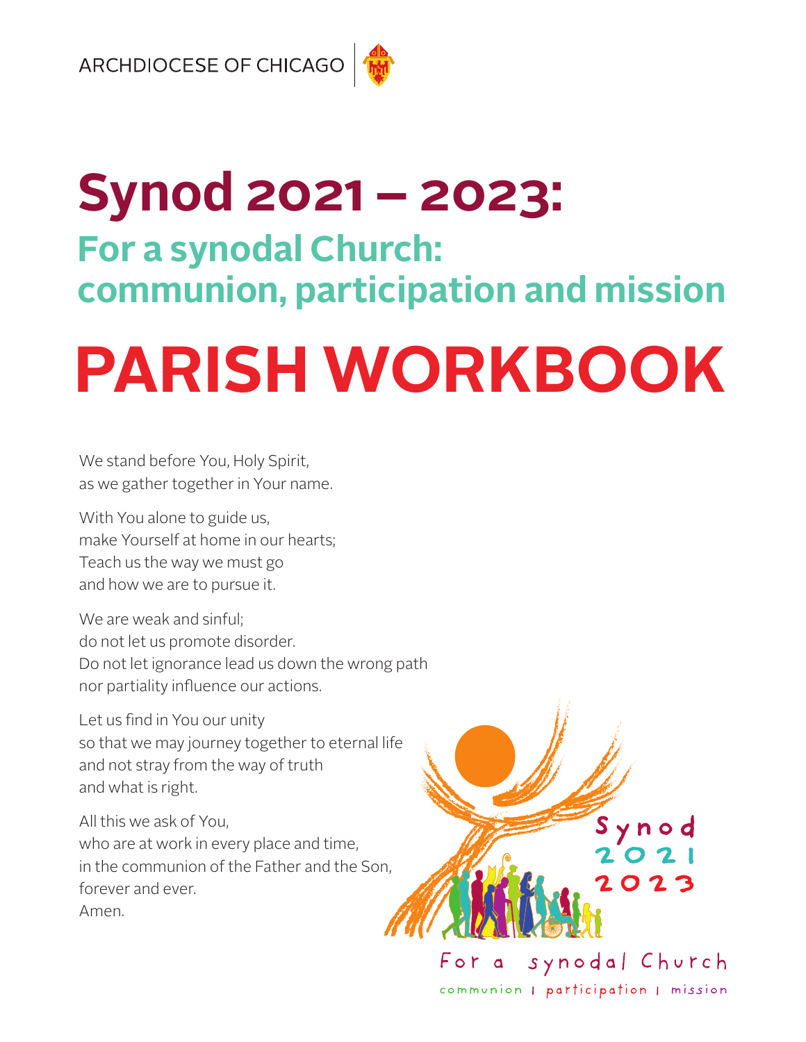ARCHDIOCESE OF CHICAGO

# Synod 2021 – 2023:

## For a synodal Church: communion, participation and mission

# PARISH WORKBOOK

We stand before You, Holy Spirit,
as we gather together in Your name.

With You alone to guide us,
make Yourself at home in our hearts;
Teach us the way we must go
and how we are to pursue it.

We are weak and sinful;
do not let us promote disorder.
Do not let ignorance lead us down the wrong path
nor partiality influence our actions.

Let us find in You our unity
so that we may journey together to eternal life
and not stray from the way of truth
and what is right.

All this we ask of You,
who are at work in every place and time,
in the communion of the Father and the Son,
forever and ever.
Amen.

Synod 2021 2023

For a synodal Church
communion | participation | mission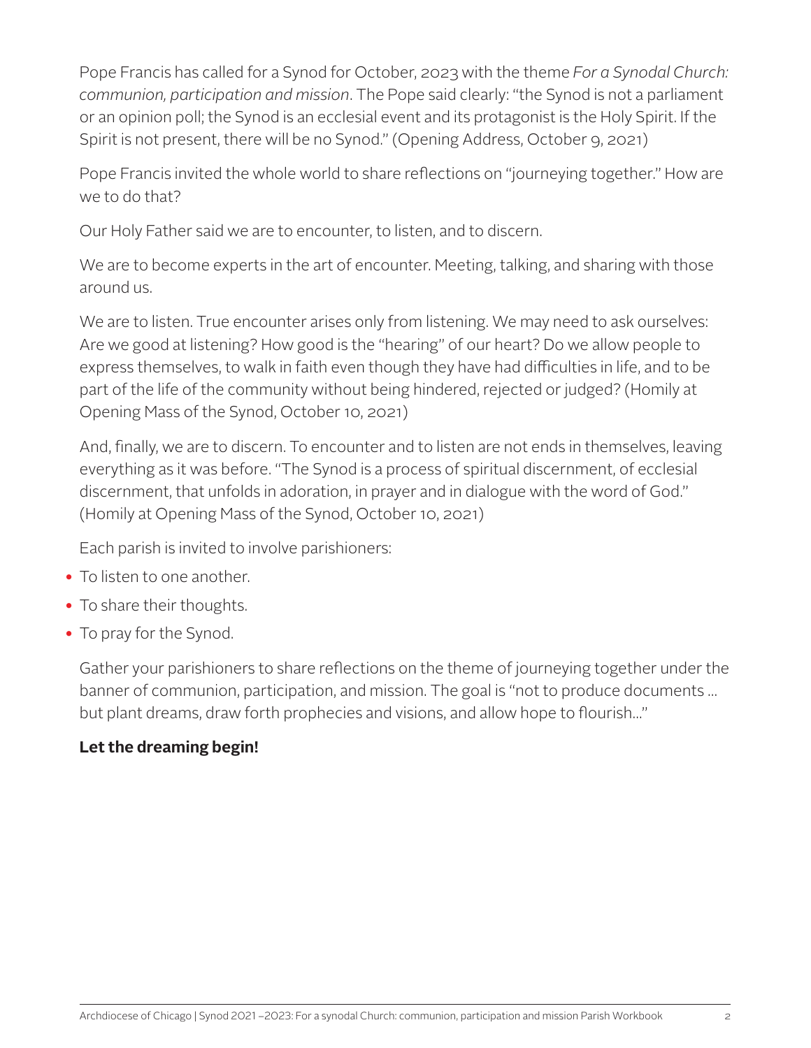Pope Francis has called for a Synod for October, 2023 with the theme *For a Synodal Church: communion, participation and mission*. The Pope said clearly: "the Synod is not a parliament or an opinion poll; the Synod is an ecclesial event and its protagonist is the Holy Spirit. If the Spirit is not present, there will be no Synod." (Opening Address, October 9, 2021)

Pope Francis invited the whole world to share reflections on "journeying together." How are we to do that?

Our Holy Father said we are to encounter, to listen, and to discern.

We are to become experts in the art of encounter. Meeting, talking, and sharing with those around us.

We are to listen. True encounter arises only from listening. We may need to ask ourselves: Are we good at listening? How good is the "hearing" of our heart? Do we allow people to express themselves, to walk in faith even though they have had difficulties in life, and to be part of the life of the community without being hindered, rejected or judged? (Homily at Opening Mass of the Synod, October 10, 2021)

And, finally, we are to discern. To encounter and to listen are not ends in themselves, leaving everything as it was before. "The Synod is a process of spiritual discernment, of ecclesial discernment, that unfolds in adoration, in prayer and in dialogue with the word of God." (Homily at Opening Mass of the Synod, October 10, 2021)

Each parish is invited to involve parishioners:

- To listen to one another.
- To share their thoughts.
- To pray for the Synod.

Gather your parishioners to share reflections on the theme of journeying together under the banner of communion, participation, and mission. The goal is "not to produce documents … but plant dreams, draw forth prophecies and visions, and allow hope to flourish…"

**Let the dreaming begin!**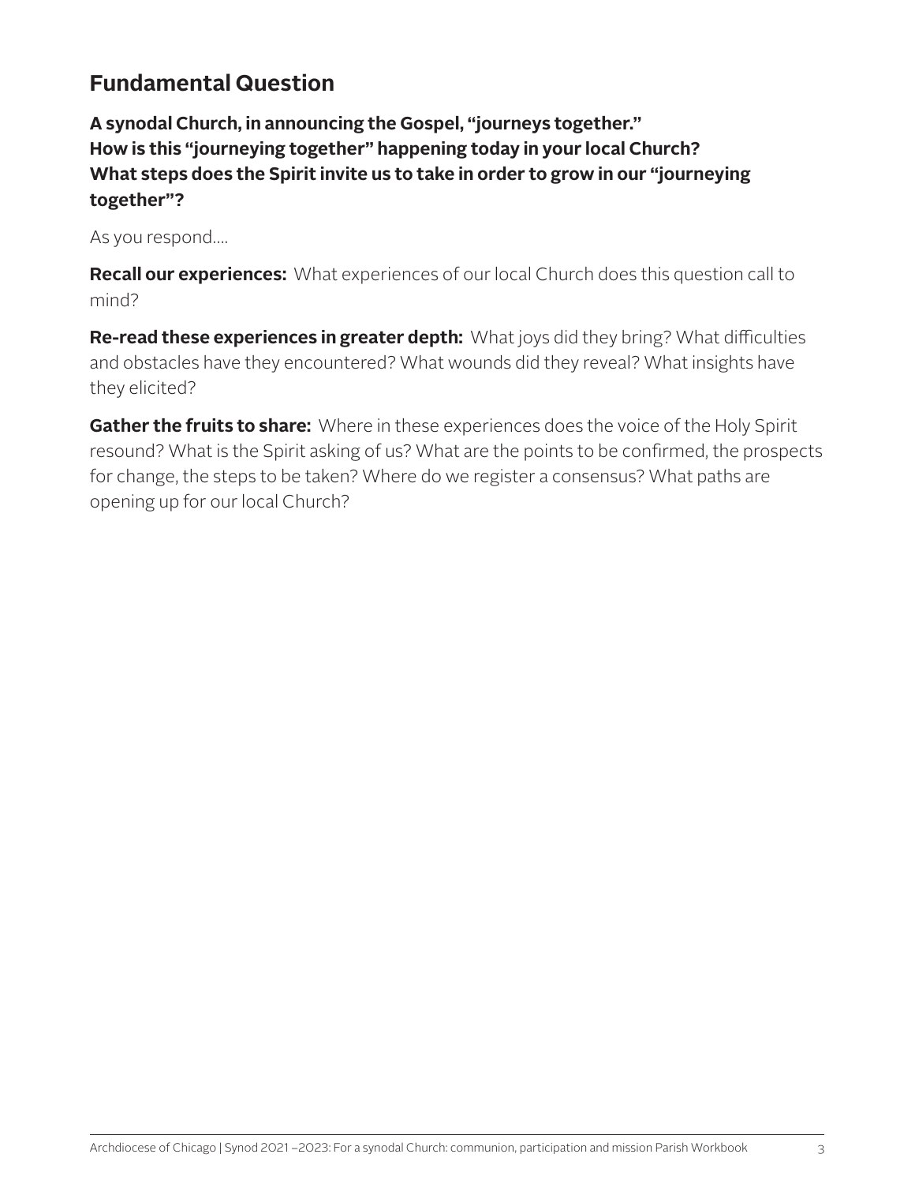## Fundamental Question

**A synodal Church, in announcing the Gospel, "journeys together." How is this "journeying together" happening today in your local Church? What steps does the Spirit invite us to take in order to grow in our "journeying together"?**

As you respond....

**Recall our experiences:** What experiences of our local Church does this question call to mind?

**Re-read these experiences in greater depth:** What joys did they bring? What difficulties and obstacles have they encountered? What wounds did they reveal? What insights have they elicited?

**Gather the fruits to share:** Where in these experiences does the voice of the Holy Spirit resound? What is the Spirit asking of us? What are the points to be confirmed, the prospects for change, the steps to be taken? Where do we register a consensus? What paths are opening up for our local Church?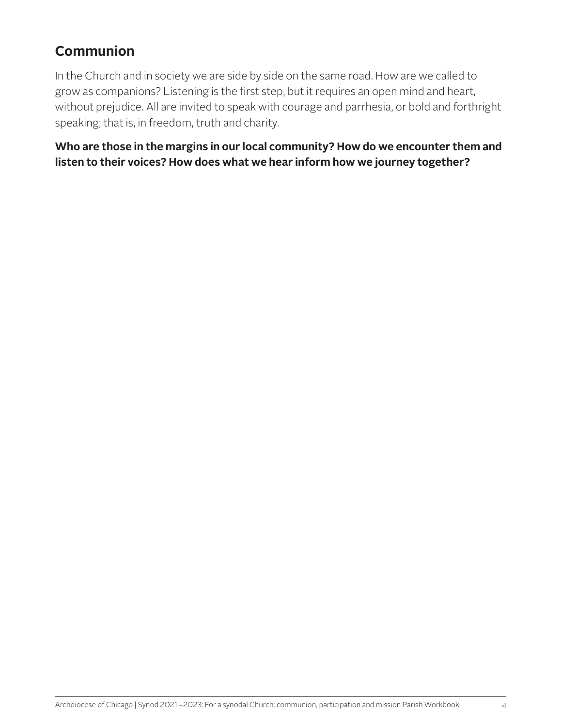## Communion

In the Church and in society we are side by side on the same road. How are we called to grow as companions? Listening is the first step, but it requires an open mind and heart, without prejudice. All are invited to speak with courage and parrhesia, or bold and forthright speaking; that is, in freedom, truth and charity.

**Who are those in the margins in our local community? How do we encounter them and listen to their voices? How does what we hear inform how we journey together?**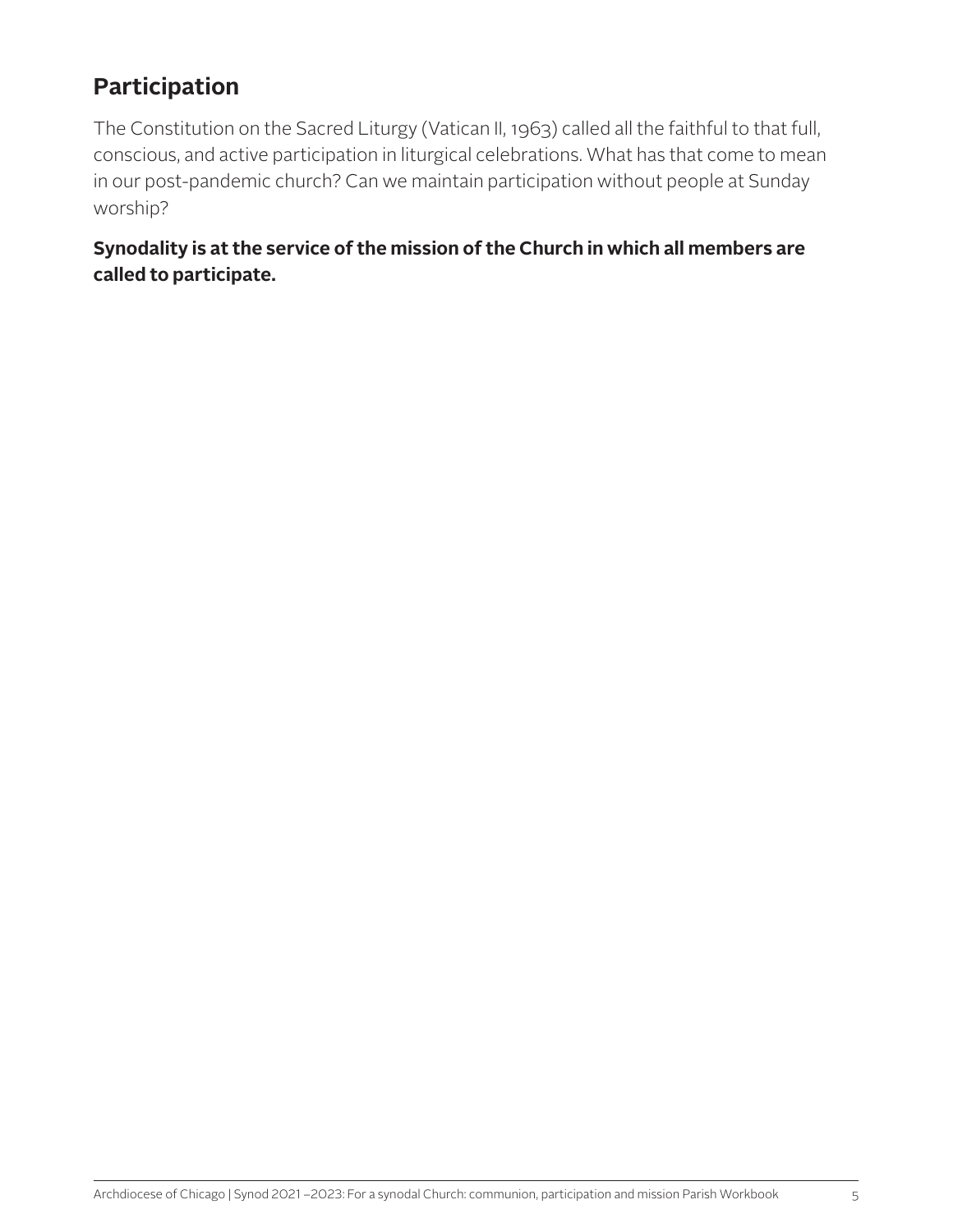## Participation

The Constitution on the Sacred Liturgy (Vatican II, 1963) called all the faithful to that full, conscious, and active participation in liturgical celebrations. What has that come to mean in our post-pandemic church? Can we maintain participation without people at Sunday worship?

**Synodality is at the service of the mission of the Church in which all members are called to participate.**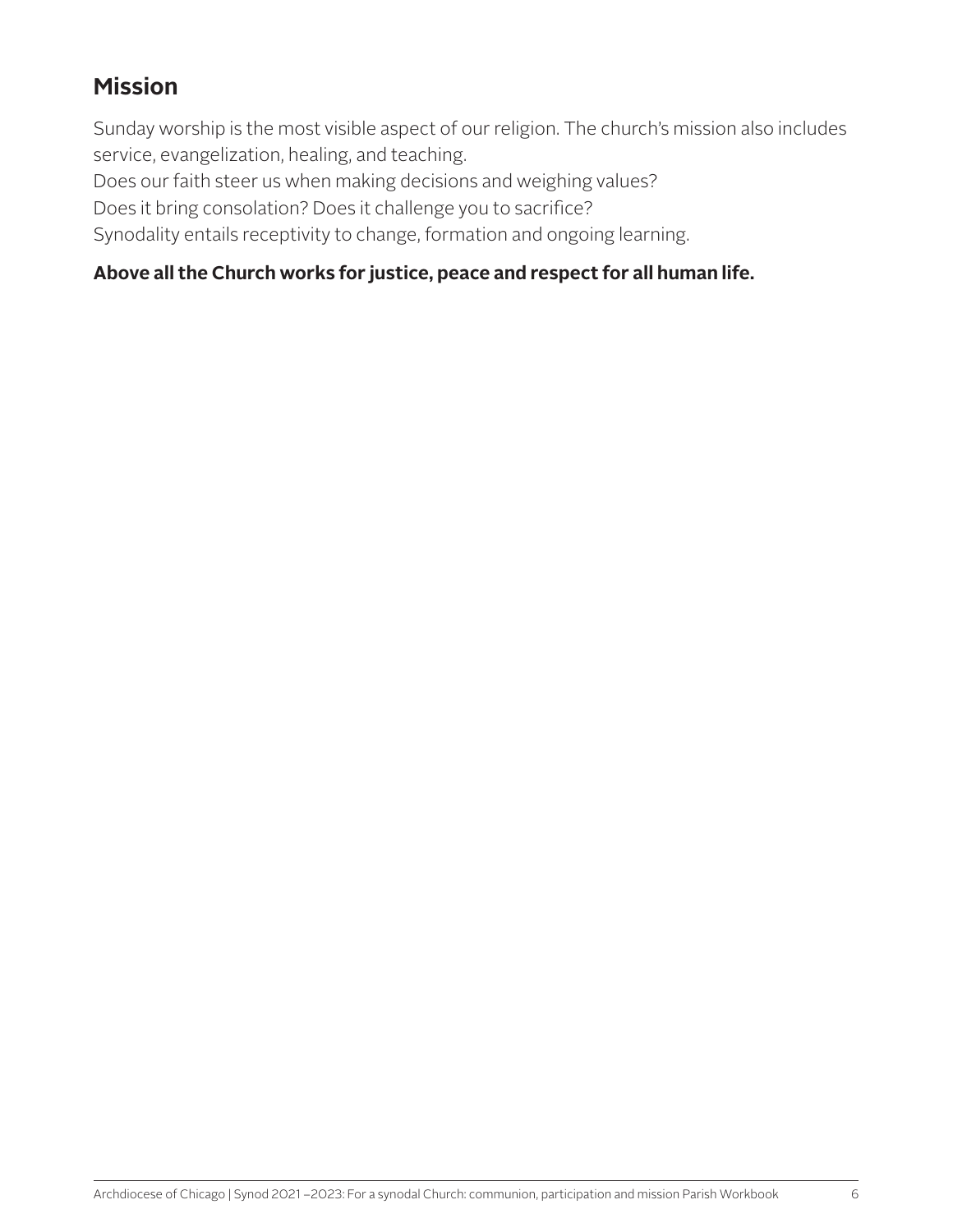## Mission

Sunday worship is the most visible aspect of our religion. The church's mission also includes service, evangelization, healing, and teaching.

Does our faith steer us when making decisions and weighing values?

Does it bring consolation? Does it challenge you to sacrifice?

Synodality entails receptivity to change, formation and ongoing learning.

**Above all the Church works for justice, peace and respect for all human life.**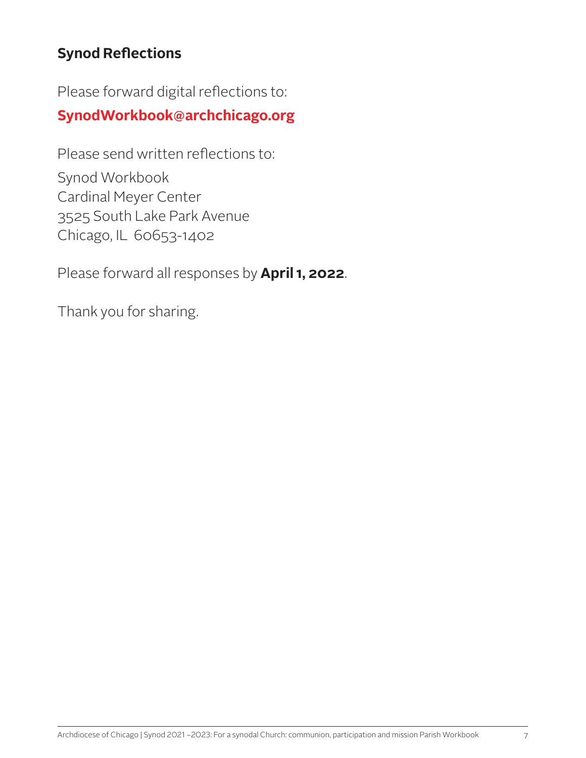## Synod Reflections

Please forward digital reflections to:

**SynodWorkbook@archchicago.org**

Please send written reflections to:

Synod Workbook  
Cardinal Meyer Center  
3525 South Lake Park Avenue  
Chicago, IL 60653-1402

Please forward all responses by **April 1, 2022**.

Thank you for sharing.